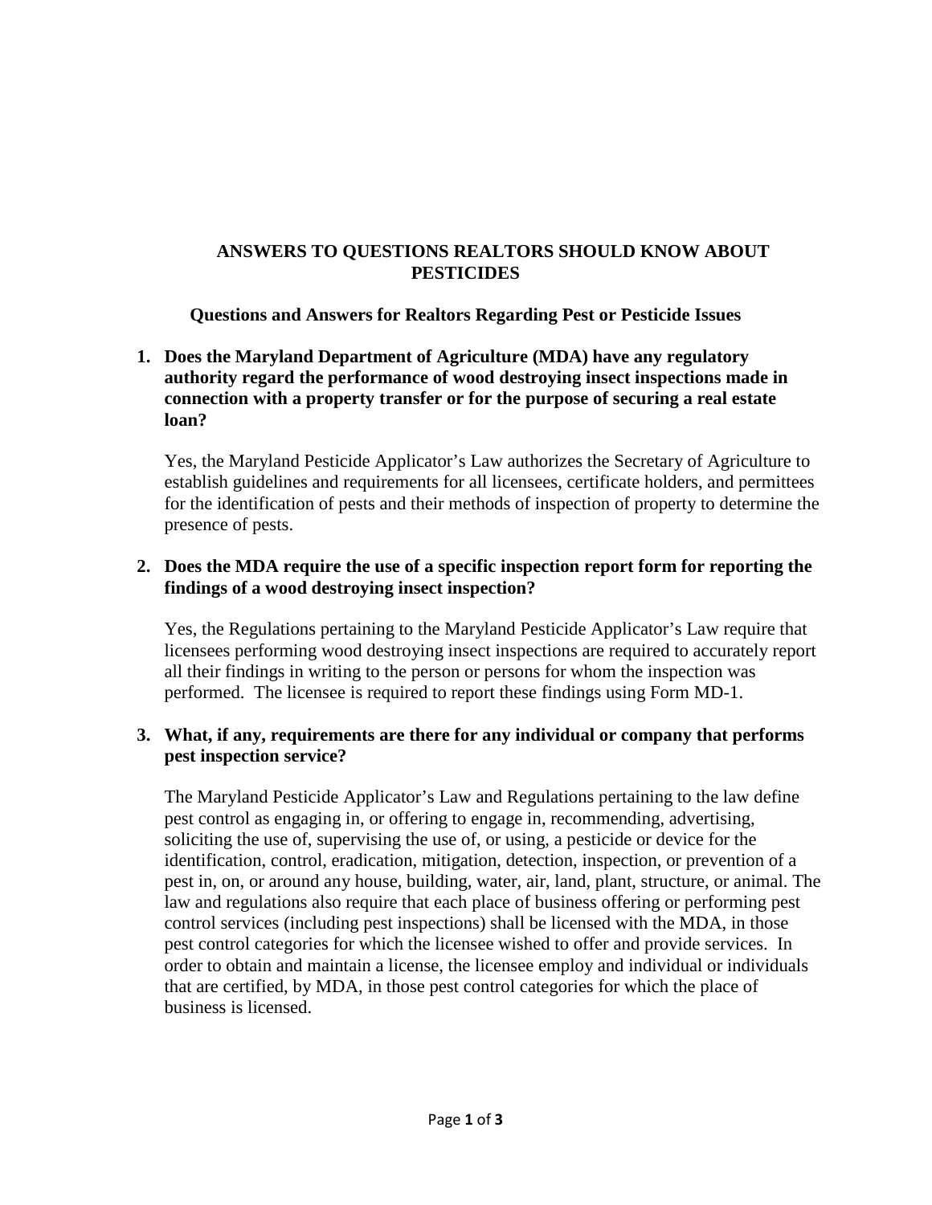# ANSWERS TO QUESTIONS REALTORS SHOULD KNOW ABOUT PESTICIDES

## Questions and Answers for Realtors Regarding Pest or Pesticide Issues

1. **Does the Maryland Department of Agriculture (MDA) have any regulatory authority regard the performance of wood destroying insect inspections made in connection with a property transfer or for the purpose of securing a real estate loan?**

   Yes, the Maryland Pesticide Applicator's Law authorizes the Secretary of Agriculture to establish guidelines and requirements for all licensees, certificate holders, and permittees for the identification of pests and their methods of inspection of property to determine the presence of pests.

2. **Does the MDA require the use of a specific inspection report form for reporting the findings of a wood destroying insect inspection?**

   Yes, the Regulations pertaining to the Maryland Pesticide Applicator's Law require that licensees performing wood destroying insect inspections are required to accurately report all their findings in writing to the person or persons for whom the inspection was performed. The licensee is required to report these findings using Form MD-1.

3. **What, if any, requirements are there for any individual or company that performs pest inspection service?**

   The Maryland Pesticide Applicator's Law and Regulations pertaining to the law define pest control as engaging in, or offering to engage in, recommending, advertising, soliciting the use of, supervising the use of, or using, a pesticide or device for the identification, control, eradication, mitigation, detection, inspection, or prevention of a pest in, on, or around any house, building, water, air, land, plant, structure, or animal. The law and regulations also require that each place of business offering or performing pest control services (including pest inspections) shall be licensed with the MDA, in those pest control categories for which the licensee wished to offer and provide services. In order to obtain and maintain a license, the licensee employ and individual or individuals that are certified, by MDA, in those pest control categories for which the place of business is licensed.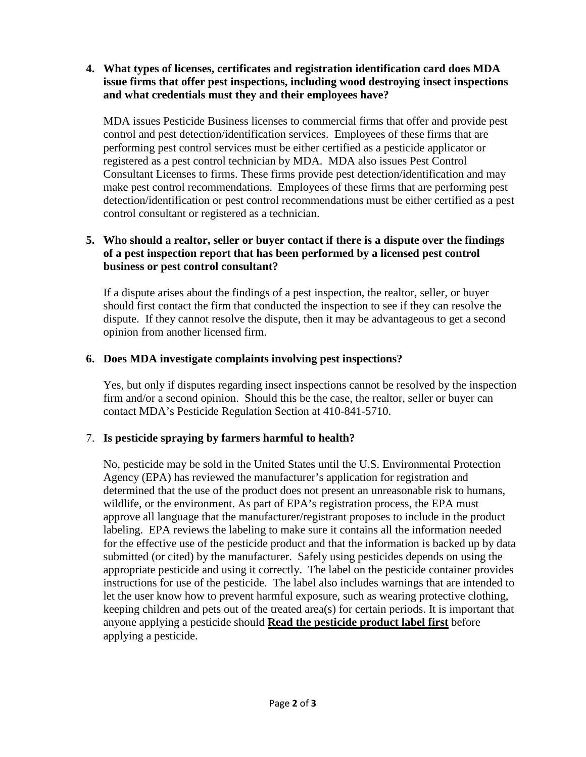4. **What types of licenses, certificates and registration identification card does MDA issue firms that offer pest inspections, including wood destroying insect inspections and what credentials must they and their employees have?**

   MDA issues Pesticide Business licenses to commercial firms that offer and provide pest control and pest detection/identification services. Employees of these firms that are performing pest control services must be either certified as a pesticide applicator or registered as a pest control technician by MDA. MDA also issues Pest Control Consultant Licenses to firms. These firms provide pest detection/identification and may make pest control recommendations. Employees of these firms that are performing pest detection/identification or pest control recommendations must be either certified as a pest control consultant or registered as a technician.

5. **Who should a realtor, seller or buyer contact if there is a dispute over the findings of a pest inspection report that has been performed by a licensed pest control business or pest control consultant?**

   If a dispute arises about the findings of a pest inspection, the realtor, seller, or buyer should first contact the firm that conducted the inspection to see if they can resolve the dispute. If they cannot resolve the dispute, then it may be advantageous to get a second opinion from another licensed firm.

6. **Does MDA investigate complaints involving pest inspections?**

   Yes, but only if disputes regarding insect inspections cannot be resolved by the inspection firm and/or a second opinion. Should this be the case, the realtor, seller or buyer can contact MDA's Pesticide Regulation Section at 410-841-5710.

7. **Is pesticide spraying by farmers harmful to health?**

   No, pesticide may be sold in the United States until the U.S. Environmental Protection Agency (EPA) has reviewed the manufacturer's application for registration and determined that the use of the product does not present an unreasonable risk to humans, wildlife, or the environment. As part of EPA's registration process, the EPA must approve all language that the manufacturer/registrant proposes to include in the product labeling. EPA reviews the labeling to make sure it contains all the information needed for the effective use of the pesticide product and that the information is backed up by data submitted (or cited) by the manufacturer. Safely using pesticides depends on using the appropriate pesticide and using it correctly. The label on the pesticide container provides instructions for use of the pesticide. The label also includes warnings that are intended to let the user know how to prevent harmful exposure, such as wearing protective clothing, keeping children and pets out of the treated area(s) for certain periods. It is important that anyone applying a pesticide should **<u>Read the pesticide product label first</u>** before applying a pesticide.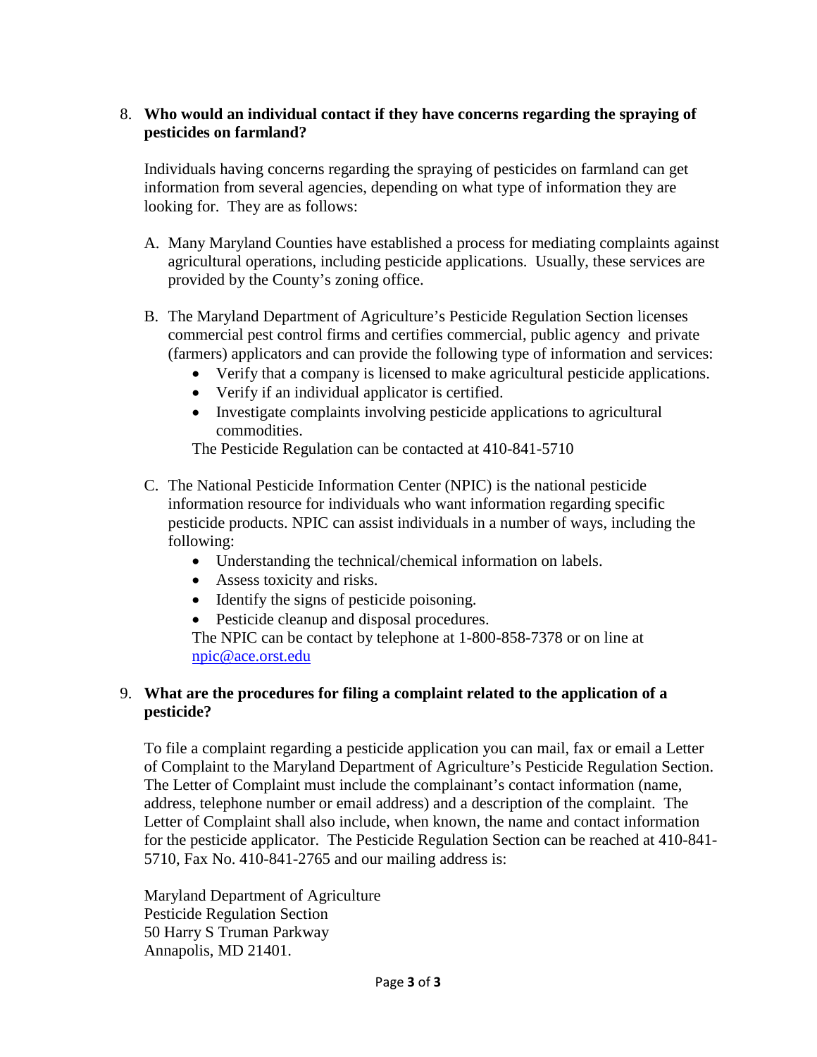8. **Who would an individual contact if they have concerns regarding the spraying of pesticides on farmland?**

   Individuals having concerns regarding the spraying of pesticides on farmland can get information from several agencies, depending on what type of information they are looking for. They are as follows:

   A. Many Maryland Counties have established a process for mediating complaints against agricultural operations, including pesticide applications. Usually, these services are provided by the County's zoning office.

   B. The Maryland Department of Agriculture's Pesticide Regulation Section licenses commercial pest control firms and certifies commercial, public agency and private (farmers) applicators and can provide the following type of information and services:
      - Verify that a company is licensed to make agricultural pesticide applications.
      - Verify if an individual applicator is certified.
      - Investigate complaints involving pesticide applications to agricultural commodities.

      The Pesticide Regulation can be contacted at 410-841-5710

   C. The National Pesticide Information Center (NPIC) is the national pesticide information resource for individuals who want information regarding specific pesticide products. NPIC can assist individuals in a number of ways, including the following:
      - Understanding the technical/chemical information on labels.
      - Assess toxicity and risks.
      - Identify the signs of pesticide poisoning.
      - Pesticide cleanup and disposal procedures.

      The NPIC can be contact by telephone at 1-800-858-7378 or on line at npic@ace.orst.edu

9. **What are the procedures for filing a complaint related to the application of a pesticide?**

   To file a complaint regarding a pesticide application you can mail, fax or email a Letter of Complaint to the Maryland Department of Agriculture's Pesticide Regulation Section. The Letter of Complaint must include the complainant's contact information (name, address, telephone number or email address) and a description of the complaint. The Letter of Complaint shall also include, when known, the name and contact information for the pesticide applicator. The Pesticide Regulation Section can be reached at 410-841-5710, Fax No. 410-841-2765 and our mailing address is:

   Maryland Department of Agriculture
   Pesticide Regulation Section
   50 Harry S Truman Parkway
   Annapolis, MD 21401.